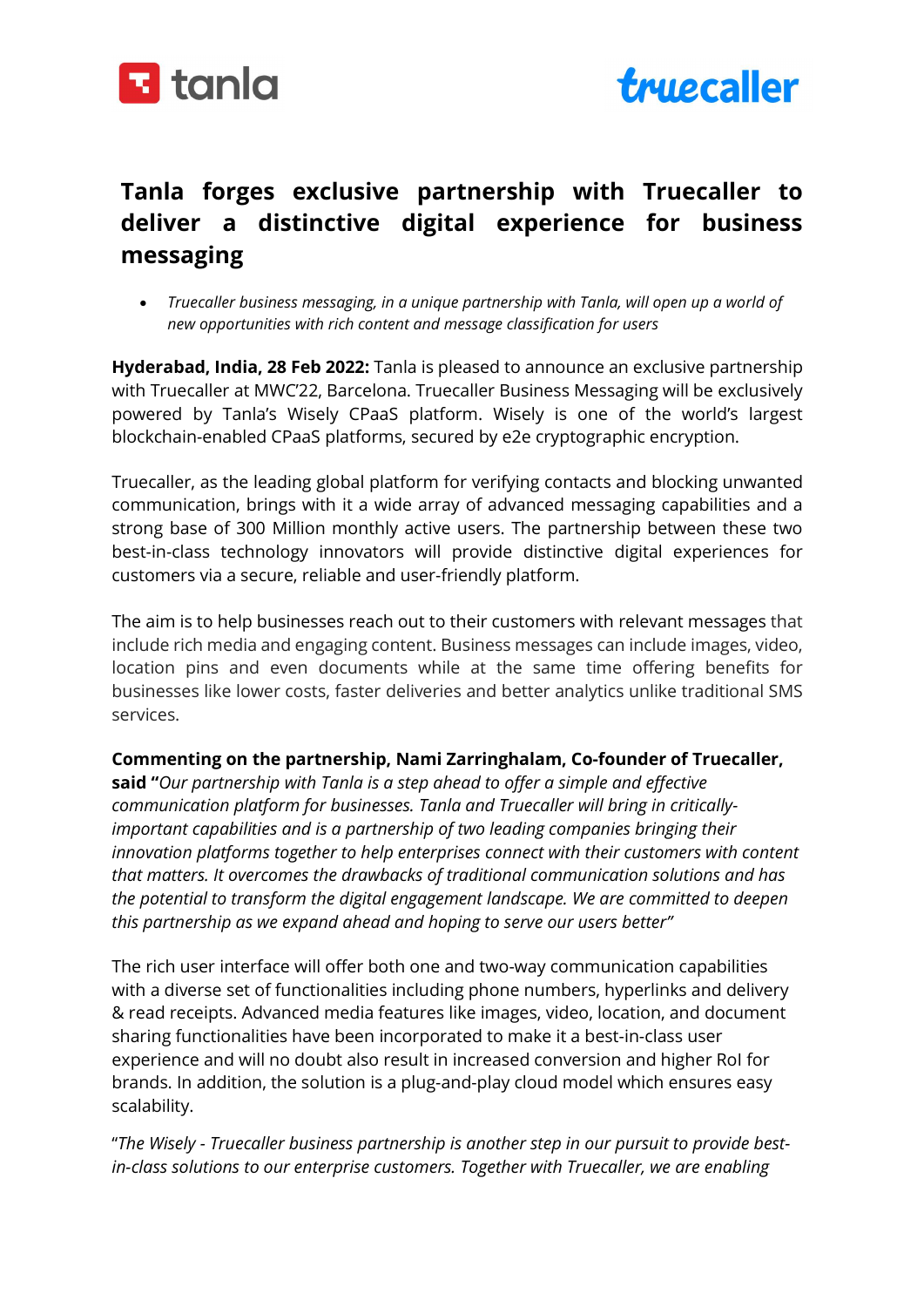tanla

truecaller

# Tanla forges exclusive partnership with Truecaller to deliver a distinctive digital experience for business messaging

- *Truecaller business messaging, in a unique partnership with Tanla, will open up a world of new opportunities with rich content and message classification for users*

**Hyderabad, India, 28 Feb 2022:** Tanla is pleased to announce an exclusive partnership with Truecaller at MWC'22, Barcelona. Truecaller Business Messaging will be exclusively powered by Tanla's Wisely CPaaS platform. Wisely is one of the world's largest blockchain-enabled CPaaS platforms, secured by e2e cryptographic encryption.

Truecaller, as the leading global platform for verifying contacts and blocking unwanted communication, brings with it a wide array of advanced messaging capabilities and a strong base of 300 Million monthly active users. The partnership between these two best-in-class technology innovators will provide distinctive digital experiences for customers via a secure, reliable and user-friendly platform.

The aim is to help businesses reach out to their customers with relevant messages that include rich media and engaging content. Business messages can include images, video, location pins and even documents while at the same time offering benefits for businesses like lower costs, faster deliveries and better analytics unlike traditional SMS services.

**Commenting on the partnership, Nami Zarringhalam, Co-founder of Truecaller, said "***Our partnership with Tanla is a step ahead to offer a simple and effective communication platform for businesses. Tanla and Truecaller will bring in critically-important capabilities and is a partnership of two leading companies bringing their innovation platforms together to help enterprises connect with their customers with content that matters. It overcomes the drawbacks of traditional communication solutions and has the potential to transform the digital engagement landscape. We are committed to deepen this partnership as we expand ahead and hoping to serve our users better"*

The rich user interface will offer both one and two-way communication capabilities with a diverse set of functionalities including phone numbers, hyperlinks and delivery & read receipts. Advanced media features like images, video, location, and document sharing functionalities have been incorporated to make it a best-in-class user experience and will no doubt also result in increased conversion and higher RoI for brands. In addition, the solution is a plug-and-play cloud model which ensures easy scalability.

"*The Wisely - Truecaller business partnership is another step in our pursuit to provide best-in-class solutions to our enterprise customers. Together with Truecaller, we are enabling*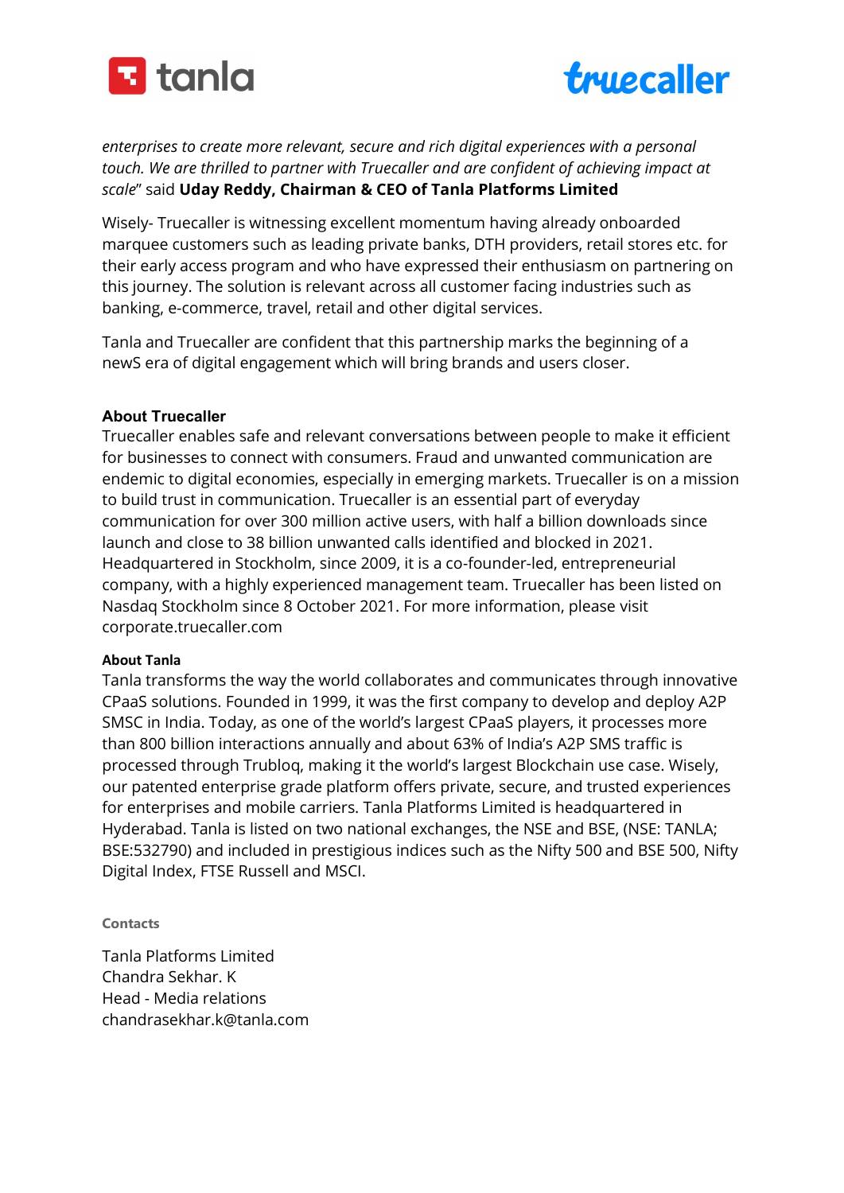*enterprises to create more relevant, secure and rich digital experiences with a personal touch. We are thrilled to partner with Truecaller and are confident of achieving impact at scale*" said **Uday Reddy, Chairman & CEO of Tanla Platforms Limited**

Wisely- Truecaller is witnessing excellent momentum having already onboarded marquee customers such as leading private banks, DTH providers, retail stores etc. for their early access program and who have expressed their enthusiasm on partnering on this journey. The solution is relevant across all customer facing industries such as banking, e-commerce, travel, retail and other digital services.

Tanla and Truecaller are confident that this partnership marks the beginning of a newS era of digital engagement which will bring brands and users closer.

**About Truecaller**

Truecaller enables safe and relevant conversations between people to make it efficient for businesses to connect with consumers. Fraud and unwanted communication are endemic to digital economies, especially in emerging markets. Truecaller is on a mission to build trust in communication. Truecaller is an essential part of everyday communication for over 300 million active users, with half a billion downloads since launch and close to 38 billion unwanted calls identified and blocked in 2021. Headquartered in Stockholm, since 2009, it is a co-founder-led, entrepreneurial company, with a highly experienced management team. Truecaller has been listed on Nasdaq Stockholm since 8 October 2021. For more information, please visit corporate.truecaller.com

**About Tanla**

Tanla transforms the way the world collaborates and communicates through innovative CPaaS solutions. Founded in 1999, it was the first company to develop and deploy A2P SMSC in India. Today, as one of the world's largest CPaaS players, it processes more than 800 billion interactions annually and about 63% of India's A2P SMS traffic is processed through Trubloq, making it the world's largest Blockchain use case. Wisely, our patented enterprise grade platform offers private, secure, and trusted experiences for enterprises and mobile carriers. Tanla Platforms Limited is headquartered in Hyderabad. Tanla is listed on two national exchanges, the NSE and BSE, (NSE: TANLA; BSE:532790) and included in prestigious indices such as the Nifty 500 and BSE 500, Nifty Digital Index, FTSE Russell and MSCI.

**Contacts**

Tanla Platforms Limited
Chandra Sekhar. K
Head - Media relations
chandrasekhar.k@tanla.com